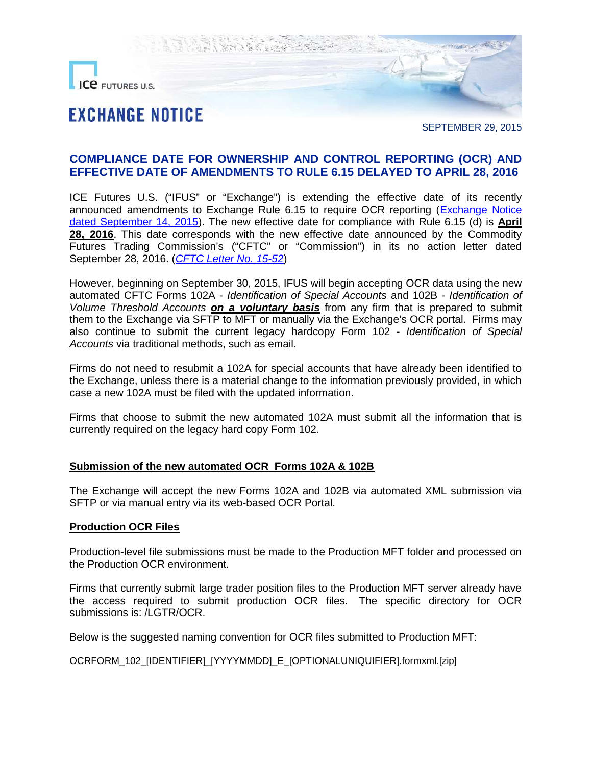ICE FUTURES U.S.

# EXCHANGE NOTICE

SEPTEMBER 29, 2015

## COMPLIANCE DATE FOR OWNERSHIP AND CONTROL REPORTING (OCR) AND EFFECTIVE DATE OF AMENDMENTS TO RULE 6.15 DELAYED TO APRIL 28, 2016

ICE Futures U.S. ("IFUS" or "Exchange") is extending the effective date of its recently announced amendments to Exchange Rule 6.15 to require OCR reporting (Exchange Notice dated September 14, 2015). The new effective date for compliance with Rule 6.15 (d) is **April 28, 2016**. This date corresponds with the new effective date announced by the Commodity Futures Trading Commission's ("CFTC" or "Commission") in its no action letter dated September 28, 2016. (*CFTC Letter No. 15-52*)

However, beginning on September 30, 2015, IFUS will begin accepting OCR data using the new automated CFTC Forms 102A - *Identification of Special Accounts* and 102B - *Identification of Volume Threshold Accounts* ***on a voluntary basis*** from any firm that is prepared to submit them to the Exchange via SFTP to MFT or manually via the Exchange's OCR portal. Firms may also continue to submit the current legacy hardcopy Form 102 - *Identification of Special Accounts* via traditional methods, such as email.

Firms do not need to resubmit a 102A for special accounts that have already been identified to the Exchange, unless there is a material change to the information previously provided, in which case a new 102A must be filed with the updated information.

Firms that choose to submit the new automated 102A must submit all the information that is currently required on the legacy hard copy Form 102.

### Submission of the new automated OCR Forms 102A & 102B

The Exchange will accept the new Forms 102A and 102B via automated XML submission via SFTP or via manual entry via its web-based OCR Portal.

### Production OCR Files

Production-level file submissions must be made to the Production MFT folder and processed on the Production OCR environment.

Firms that currently submit large trader position files to the Production MFT server already have the access required to submit production OCR files. The specific directory for OCR submissions is: /LGTR/OCR.

Below is the suggested naming convention for OCR files submitted to Production MFT:

OCRFORM_102_[IDENTIFIER]_[YYYYMMDD]_E_[OPTIONALUNIQUIFIER].formxml.[zip]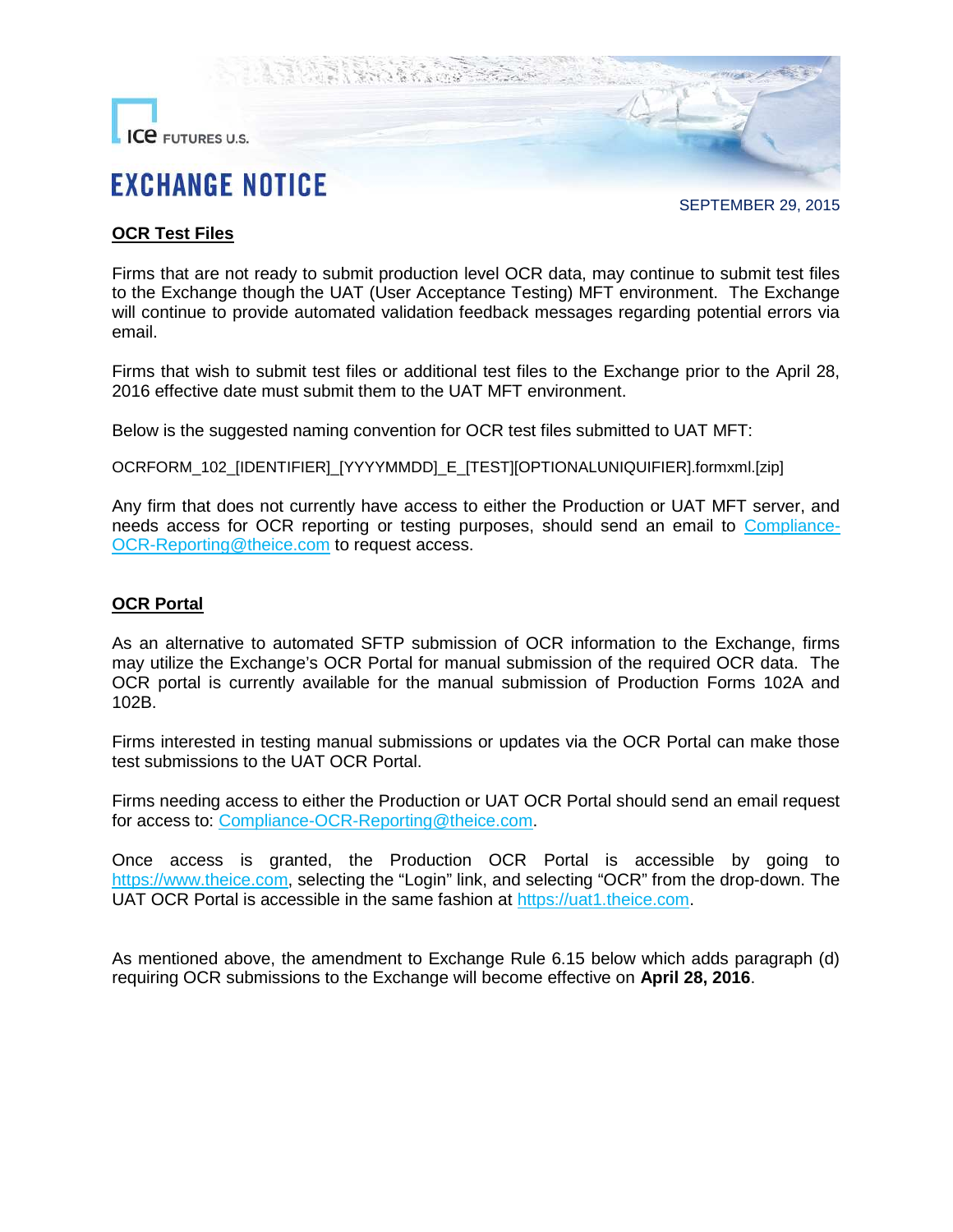# EXCHANGE NOTICE

SEPTEMBER 29, 2015

**OCR Test Files**

Firms that are not ready to submit production level OCR data, may continue to submit test files to the Exchange though the UAT (User Acceptance Testing) MFT environment. The Exchange will continue to provide automated validation feedback messages regarding potential errors via email.

Firms that wish to submit test files or additional test files to the Exchange prior to the April 28, 2016 effective date must submit them to the UAT MFT environment.

Below is the suggested naming convention for OCR test files submitted to UAT MFT:

OCRFORM_102_[IDENTIFIER]_[YYYYMMDD]_E_[TEST][OPTIONALUNIQUIFIER].formxml.[zip]

Any firm that does not currently have access to either the Production or UAT MFT server, and needs access for OCR reporting or testing purposes, should send an email to Compliance-OCR-Reporting@theice.com to request access.

**OCR Portal**

As an alternative to automated SFTP submission of OCR information to the Exchange, firms may utilize the Exchange's OCR Portal for manual submission of the required OCR data. The OCR portal is currently available for the manual submission of Production Forms 102A and 102B.

Firms interested in testing manual submissions or updates via the OCR Portal can make those test submissions to the UAT OCR Portal.

Firms needing access to either the Production or UAT OCR Portal should send an email request for access to: Compliance-OCR-Reporting@theice.com.

Once access is granted, the Production OCR Portal is accessible by going to https://www.theice.com, selecting the "Login" link, and selecting "OCR" from the drop-down. The UAT OCR Portal is accessible in the same fashion at https://uat1.theice.com.

As mentioned above, the amendment to Exchange Rule 6.15 below which adds paragraph (d) requiring OCR submissions to the Exchange will become effective on **April 28, 2016**.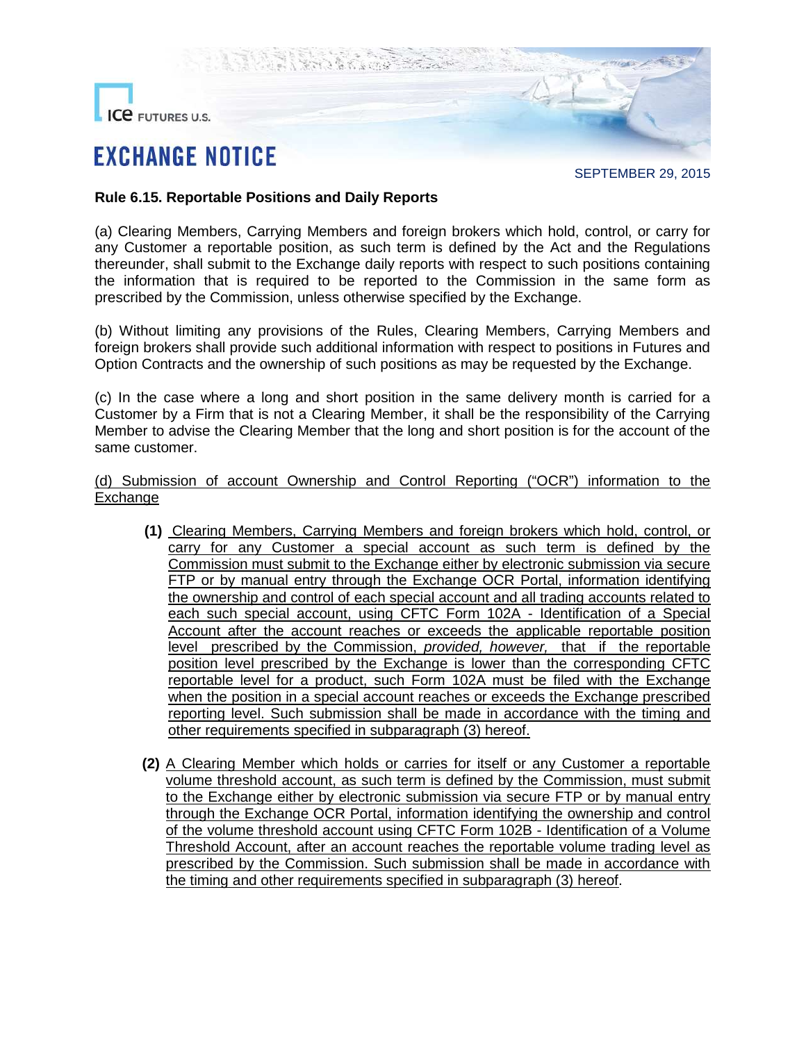# EXCHANGE NOTICE

SEPTEMBER 29, 2015

**Rule 6.15. Reportable Positions and Daily Reports**

(a) Clearing Members, Carrying Members and foreign brokers which hold, control, or carry for any Customer a reportable position, as such term is defined by the Act and the Regulations thereunder, shall submit to the Exchange daily reports with respect to such positions containing the information that is required to be reported to the Commission in the same form as prescribed by the Commission, unless otherwise specified by the Exchange.

(b) Without limiting any provisions of the Rules, Clearing Members, Carrying Members and foreign brokers shall provide such additional information with respect to positions in Futures and Option Contracts and the ownership of such positions as may be requested by the Exchange.

(c) In the case where a long and short position in the same delivery month is carried for a Customer by a Firm that is not a Clearing Member, it shall be the responsibility of the Carrying Member to advise the Clearing Member that the long and short position is for the account of the same customer.

<u>(d) Submission of account Ownership and Control Reporting ("OCR") information to the Exchange</u>

**(1)** <u>Clearing Members, Carrying Members and foreign brokers which hold, control, or carry for any Customer a special account as such term is defined by the Commission must submit to the Exchange either by electronic submission via secure FTP or by manual entry through the Exchange OCR Portal, information identifying the ownership and control of each special account and all trading accounts related to each such special account, using CFTC Form 102A - Identification of a Special Account after the account reaches or exceeds the applicable reportable position level prescribed by the Commission, *provided, however,* that if the reportable position level prescribed by the Exchange is lower than the corresponding CFTC reportable level for a product, such Form 102A must be filed with the Exchange when the position in a special account reaches or exceeds the Exchange prescribed reporting level. Such submission shall be made in accordance with the timing and other requirements specified in subparagraph (3) hereof.</u>

**(2)** <u>A Clearing Member which holds or carries for itself or any Customer a reportable volume threshold account, as such term is defined by the Commission, must submit to the Exchange either by electronic submission via secure FTP or by manual entry through the Exchange OCR Portal, information identifying the ownership and control of the volume threshold account using CFTC Form 102B - Identification of a Volume Threshold Account, after an account reaches the reportable volume trading level as prescribed by the Commission. Such submission shall be made in accordance with the timing and other requirements specified in subparagraph (3) hereof</u>.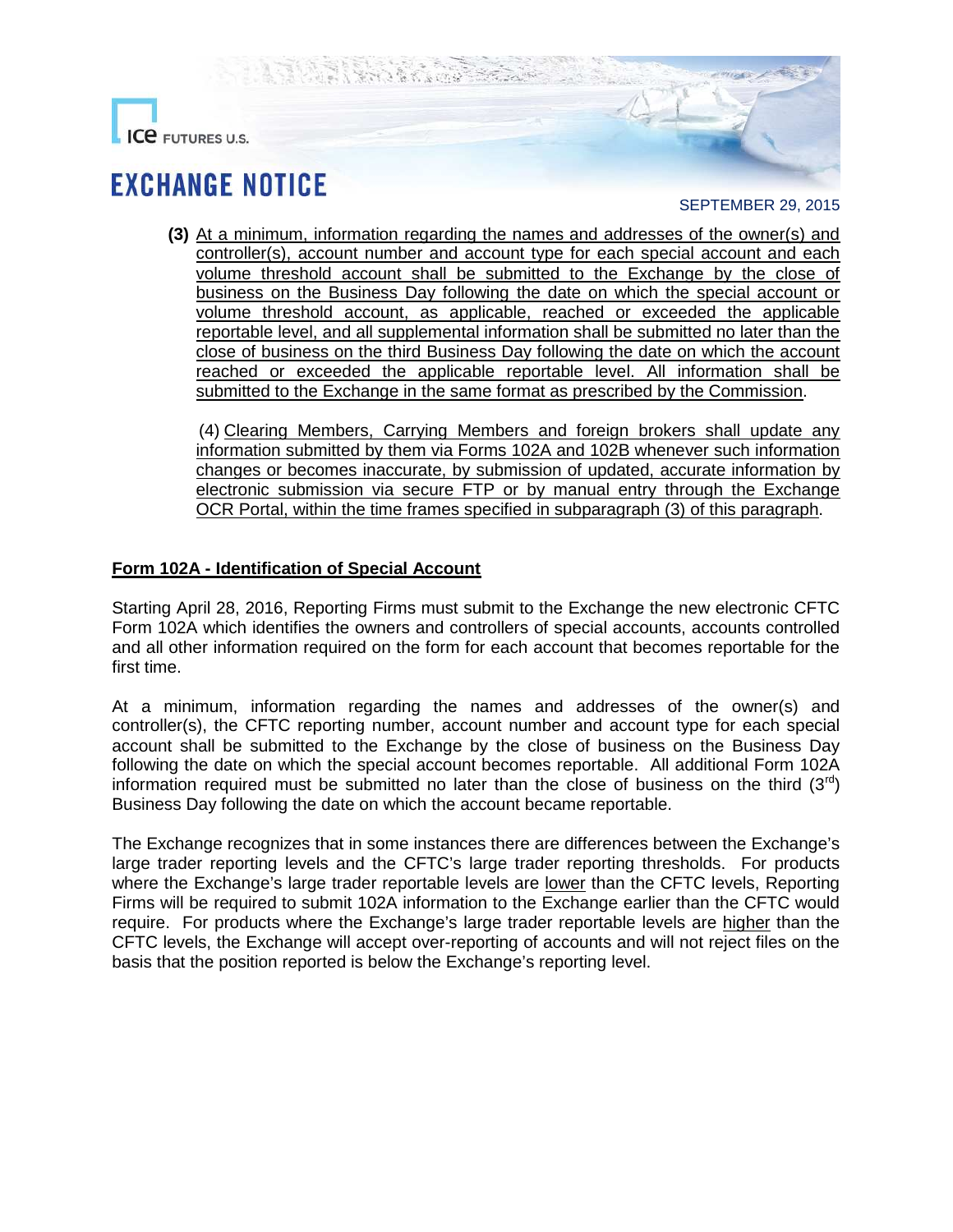**(3)** At a minimum, information regarding the names and addresses of the owner(s) and controller(s), account number and account type for each special account and each volume threshold account shall be submitted to the Exchange by the close of business on the Business Day following the date on which the special account or volume threshold account, as applicable, reached or exceeded the applicable reportable level, and all supplemental information shall be submitted no later than the close of business on the third Business Day following the date on which the account reached or exceeded the applicable reportable level. All information shall be submitted to the Exchange in the same format as prescribed by the Commission.

(4) Clearing Members, Carrying Members and foreign brokers shall update any information submitted by them via Forms 102A and 102B whenever such information changes or becomes inaccurate, by submission of updated, accurate information by electronic submission via secure FTP or by manual entry through the Exchange OCR Portal, within the time frames specified in subparagraph (3) of this paragraph.

**Form 102A - Identification of Special Account**

Starting April 28, 2016, Reporting Firms must submit to the Exchange the new electronic CFTC Form 102A which identifies the owners and controllers of special accounts, accounts controlled and all other information required on the form for each account that becomes reportable for the first time.

At a minimum, information regarding the names and addresses of the owner(s) and controller(s), the CFTC reporting number, account number and account type for each special account shall be submitted to the Exchange by the close of business on the Business Day following the date on which the special account becomes reportable. All additional Form 102A information required must be submitted no later than the close of business on the third (3rd) Business Day following the date on which the account became reportable.

The Exchange recognizes that in some instances there are differences between the Exchange's large trader reporting levels and the CFTC's large trader reporting thresholds. For products where the Exchange's large trader reportable levels are lower than the CFTC levels, Reporting Firms will be required to submit 102A information to the Exchange earlier than the CFTC would require. For products where the Exchange's large trader reportable levels are higher than the CFTC levels, the Exchange will accept over-reporting of accounts and will not reject files on the basis that the position reported is below the Exchange's reporting level.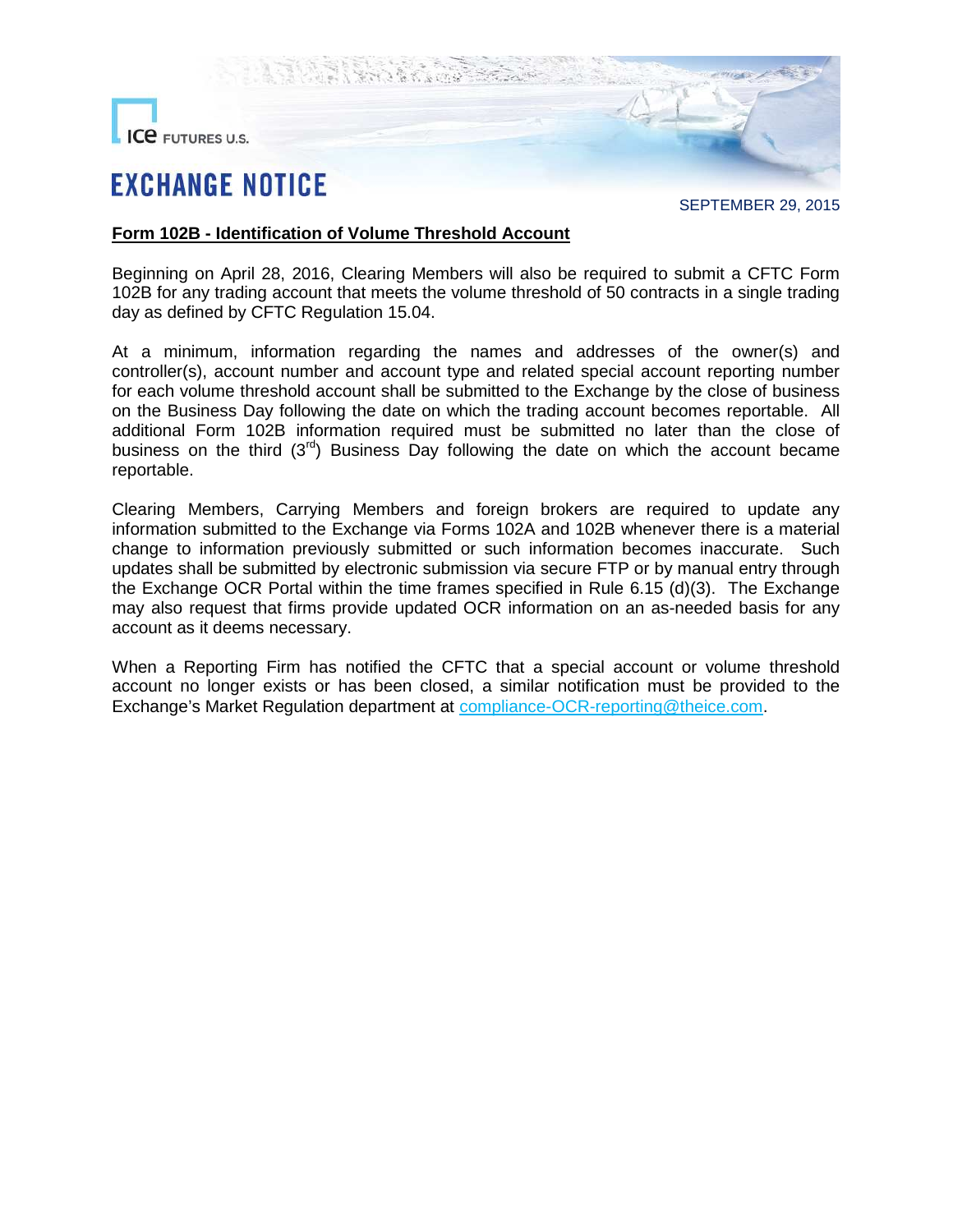**ICE FUTURES U.S.**

# EXCHANGE NOTICE

SEPTEMBER 29, 2015

**Form 102B - Identification of Volume Threshold Account**

Beginning on April 28, 2016, Clearing Members will also be required to submit a CFTC Form 102B for any trading account that meets the volume threshold of 50 contracts in a single trading day as defined by CFTC Regulation 15.04.

At a minimum, information regarding the names and addresses of the owner(s) and controller(s), account number and account type and related special account reporting number for each volume threshold account shall be submitted to the Exchange by the close of business on the Business Day following the date on which the trading account becomes reportable. All additional Form 102B information required must be submitted no later than the close of business on the third (3rd) Business Day following the date on which the account became reportable.

Clearing Members, Carrying Members and foreign brokers are required to update any information submitted to the Exchange via Forms 102A and 102B whenever there is a material change to information previously submitted or such information becomes inaccurate. Such updates shall be submitted by electronic submission via secure FTP or by manual entry through the Exchange OCR Portal within the time frames specified in Rule 6.15 (d)(3). The Exchange may also request that firms provide updated OCR information on an as-needed basis for any account as it deems necessary.

When a Reporting Firm has notified the CFTC that a special account or volume threshold account no longer exists or has been closed, a similar notification must be provided to the Exchange's Market Regulation department at compliance-OCR-reporting@theice.com.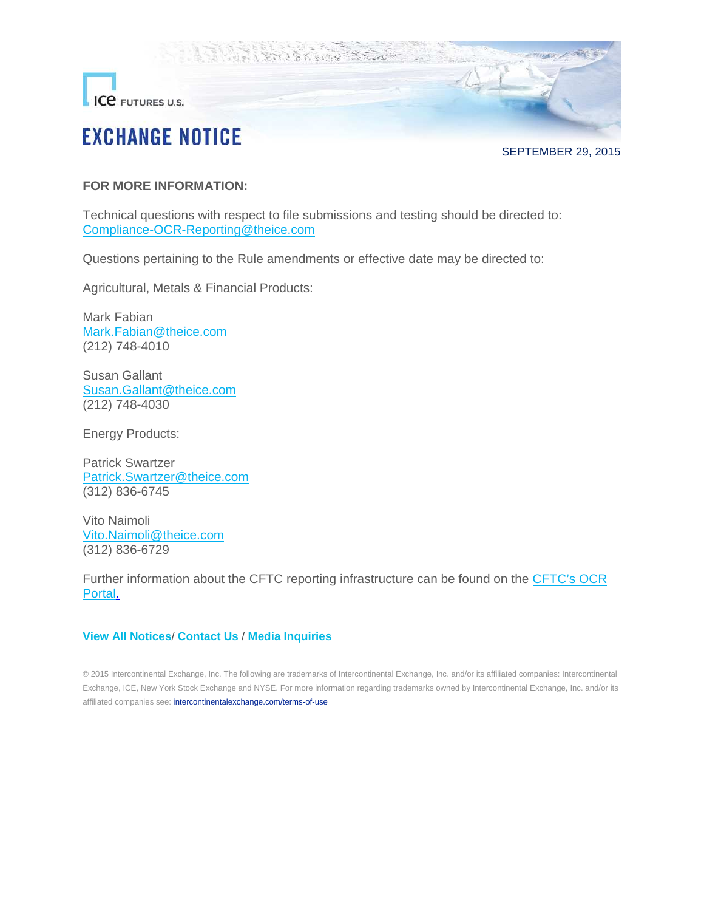ICE FUTURES U.S.

# EXCHANGE NOTICE

SEPTEMBER 29, 2015

**FOR MORE INFORMATION:**

Technical questions with respect to file submissions and testing should be directed to: Compliance-OCR-Reporting@theice.com

Questions pertaining to the Rule amendments or effective date may be directed to:

Agricultural, Metals & Financial Products:

Mark Fabian
Mark.Fabian@theice.com
(212) 748-4010

Susan Gallant
Susan.Gallant@theice.com
(212) 748-4030

Energy Products:

Patrick Swartzer
Patrick.Swartzer@theice.com
(312) 836-6745

Vito Naimoli
Vito.Naimoli@theice.com
(312) 836-6729

Further information about the CFTC reporting infrastructure can be found on the CFTC's OCR Portal.

**View All Notices**/ **Contact Us** / **Media Inquiries**

© 2015 Intercontinental Exchange, Inc. The following are trademarks of Intercontinental Exchange, Inc. and/or its affiliated companies: Intercontinental Exchange, ICE, New York Stock Exchange and NYSE. For more information regarding trademarks owned by Intercontinental Exchange, Inc. and/or its affiliated companies see: intercontinentalexchange.com/terms-of-use